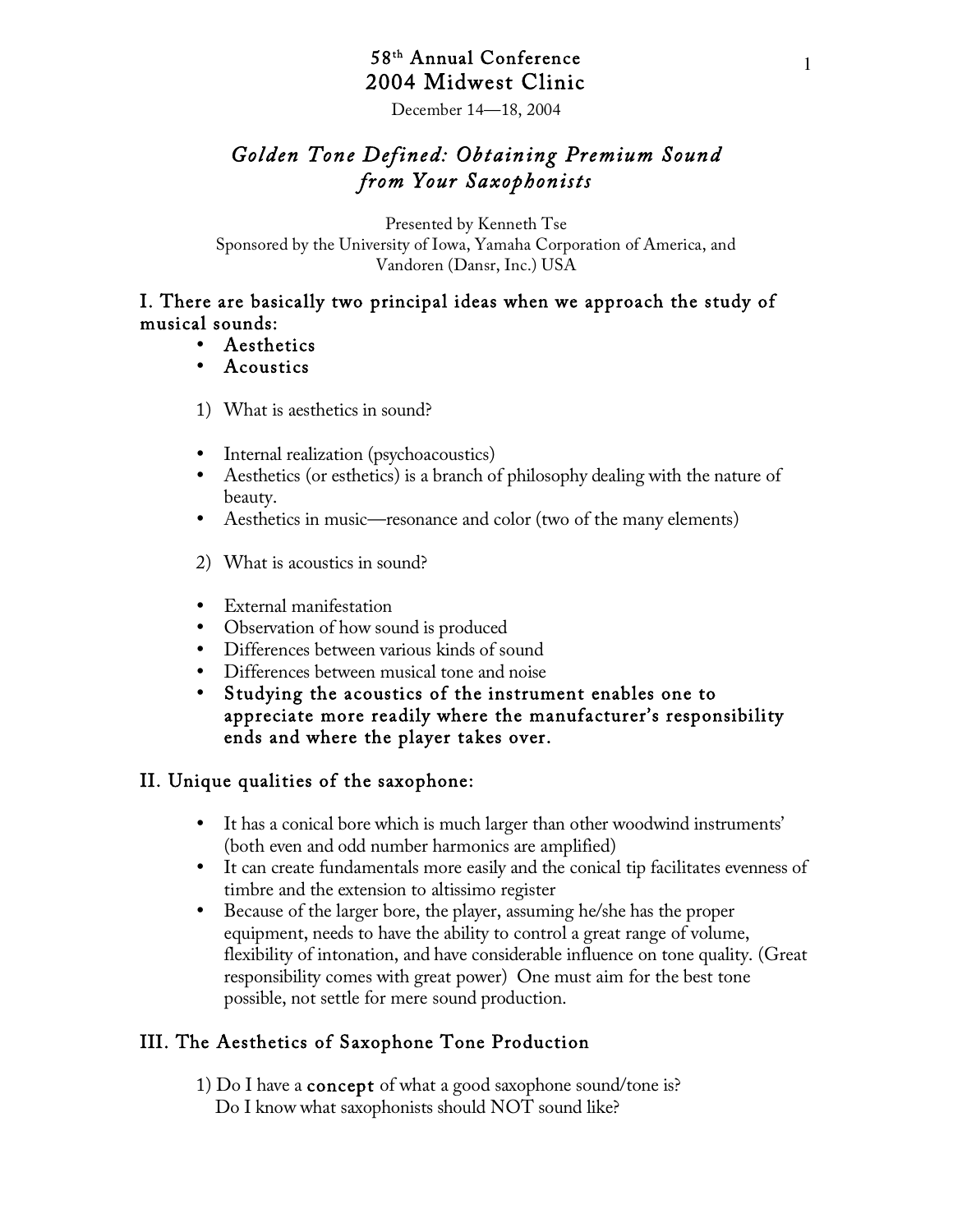58th Annual Conference
2004 Midwest Clinic
December 14—18, 2004

# *Golden Tone Defined: Obtaining Premium Sound from Your Saxophonists*

Presented by Kenneth Tse
Sponsored by the University of Iowa, Yamaha Corporation of America, and Vandoren (Dansr, Inc.) USA

## I. There are basically two principal ideas when we approach the study of musical sounds:

- **Aesthetics**
- **Acoustics**

1) What is aesthetics in sound?

- Internal realization (psychoacoustics)
- Aesthetics (or esthetics) is a branch of philosophy dealing with the nature of beauty.
- Aesthetics in music—resonance and color (two of the many elements)

2) What is acoustics in sound?

- External manifestation
- Observation of how sound is produced
- Differences between various kinds of sound
- Differences between musical tone and noise
- **Studying the acoustics of the instrument enables one to appreciate more readily where the manufacturer's responsibility ends and where the player takes over.**

## II. Unique qualities of the saxophone:

- It has a conical bore which is much larger than other woodwind instruments' (both even and odd number harmonics are amplified)
- It can create fundamentals more easily and the conical tip facilitates evenness of timbre and the extension to altissimo register
- Because of the larger bore, the player, assuming he/she has the proper equipment, needs to have the ability to control a great range of volume, flexibility of intonation, and have considerable influence on tone quality. (Great responsibility comes with great power) One must aim for the best tone possible, not settle for mere sound production.

## III. The Aesthetics of Saxophone Tone Production

1) Do I have a **concept** of what a good saxophone sound/tone is?
Do I know what saxophonists should NOT sound like?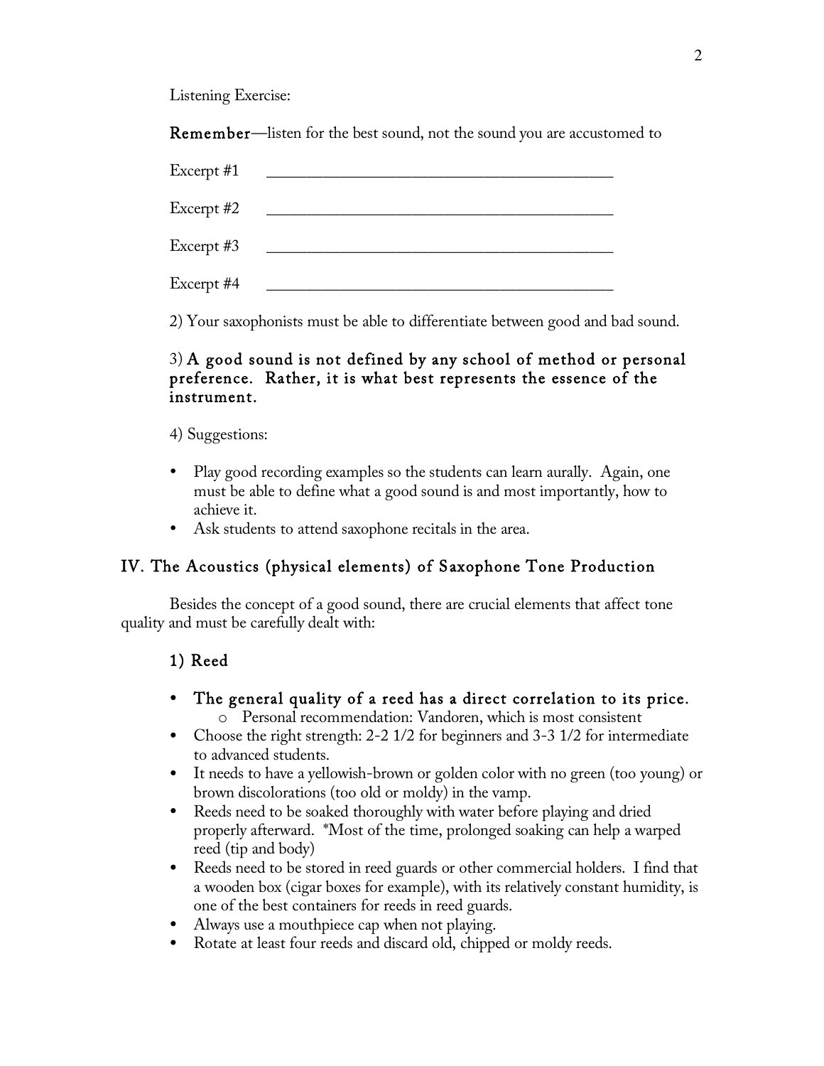Listening Exercise:

**Remember**—listen for the best sound, not the sound you are accustomed to

Excerpt #1 ___________________________________________

Excerpt #2 ___________________________________________

Excerpt #3 ___________________________________________

Excerpt #4 ___________________________________________

2) Your saxophonists must be able to differentiate between good and bad sound.

3) **A good sound is not defined by any school of method or personal preference. Rather, it is what best represents the essence of the instrument.**

4) Suggestions:

- Play good recording examples so the students can learn aurally. Again, one must be able to define what a good sound is and most importantly, how to achieve it.
- Ask students to attend saxophone recitals in the area.

## IV. The Acoustics (physical elements) of Saxophone Tone Production

Besides the concept of a good sound, there are crucial elements that affect tone quality and must be carefully dealt with:

### 1) Reed

- **The general quality of a reed has a direct correlation to its price.**
  - Personal recommendation: Vandoren, which is most consistent
- Choose the right strength: 2-2 1/2 for beginners and 3-3 1/2 for intermediate to advanced students.
- It needs to have a yellowish-brown or golden color with no green (too young) or brown discolorations (too old or moldy) in the vamp.
- Reeds need to be soaked thoroughly with water before playing and dried properly afterward. *Most of the time, prolonged soaking can help a warped reed (tip and body)
- Reeds need to be stored in reed guards or other commercial holders. I find that a wooden box (cigar boxes for example), with its relatively constant humidity, is one of the best containers for reeds in reed guards.
- Always use a mouthpiece cap when not playing.
- Rotate at least four reeds and discard old, chipped or moldy reeds.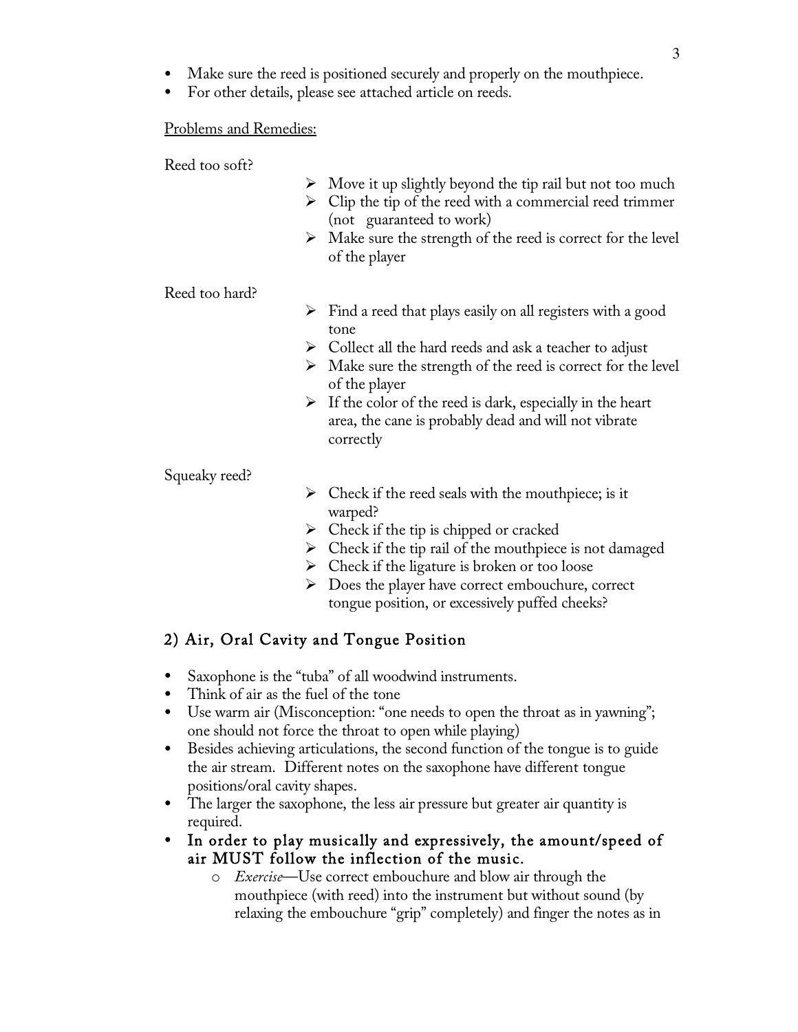- Make sure the reed is positioned securely and properly on the mouthpiece.
- For other details, please see attached article on reeds.

<u>Problems and Remedies:</u>

Reed too soft?

- Move it up slightly beyond the tip rail but not too much
- Clip the tip of the reed with a commercial reed trimmer (not guaranteed to work)
- Make sure the strength of the reed is correct for the level of the player

Reed too hard?

- Find a reed that plays easily on all registers with a good tone
- Collect all the hard reeds and ask a teacher to adjust
- Make sure the strength of the reed is correct for the level of the player
- If the color of the reed is dark, especially in the heart area, the cane is probably dead and will not vibrate correctly

Squeaky reed?

- Check if the reed seals with the mouthpiece; is it warped?
- Check if the tip is chipped or cracked
- Check if the tip rail of the mouthpiece is not damaged
- Check if the ligature is broken or too loose
- Does the player have correct embouchure, correct tongue position, or excessively puffed cheeks?

## 2) Air, Oral Cavity and Tongue Position

- Saxophone is the "tuba" of all woodwind instruments.
- Think of air as the fuel of the tone
- Use warm air (Misconception: "one needs to open the throat as in yawning"; one should not force the throat to open while playing)
- Besides achieving articulations, the second function of the tongue is to guide the air stream. Different notes on the saxophone have different tongue positions/oral cavity shapes.
- The larger the saxophone, the less air pressure but greater air quantity is required.
- **In order to play musically and expressively, the amount/speed of air MUST follow the inflection of the music.**
  - *Exercise*—Use correct embouchure and blow air through the mouthpiece (with reed) into the instrument but without sound (by relaxing the embouchure "grip" completely) and finger the notes as in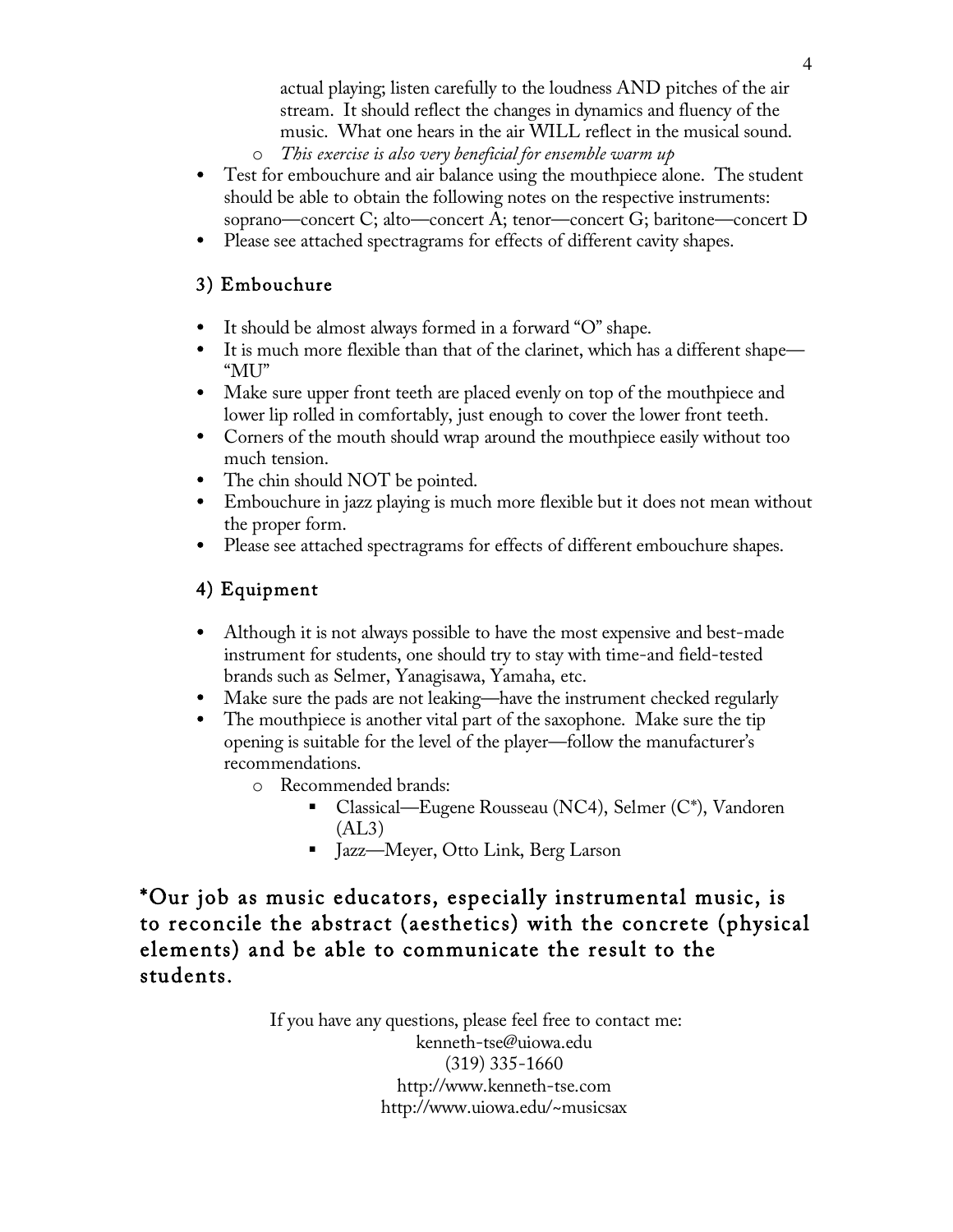actual playing; listen carefully to the loudness AND pitches of the air stream. It should reflect the changes in dynamics and fluency of the music. What one hears in the air WILL reflect in the musical sound.
    - *This exercise is also very beneficial for ensemble warm up*
- Test for embouchure and air balance using the mouthpiece alone. The student should be able to obtain the following notes on the respective instruments: soprano—concert C; alto—concert A; tenor—concert G; baritone—concert D
- Please see attached spectragrams for effects of different cavity shapes.

### 3) Embouchure

- It should be almost always formed in a forward "O" shape.
- It is much more flexible than that of the clarinet, which has a different shape—"MU"
- Make sure upper front teeth are placed evenly on top of the mouthpiece and lower lip rolled in comfortably, just enough to cover the lower front teeth.
- Corners of the mouth should wrap around the mouthpiece easily without too much tension.
- The chin should NOT be pointed.
- Embouchure in jazz playing is much more flexible but it does not mean without the proper form.
- Please see attached spectragrams for effects of different embouchure shapes.

### 4) Equipment

- Although it is not always possible to have the most expensive and best-made instrument for students, one should try to stay with time-and field-tested brands such as Selmer, Yanagisawa, Yamaha, etc.
- Make sure the pads are not leaking—have the instrument checked regularly
- The mouthpiece is another vital part of the saxophone. Make sure the tip opening is suitable for the level of the player—follow the manufacturer's recommendations.
    - Recommended brands:
        - Classical—Eugene Rousseau (NC4), Selmer (C*), Vandoren (AL3)
        - Jazz—Meyer, Otto Link, Berg Larson

**\*Our job as music educators, especially instrumental music, is to reconcile the abstract (aesthetics) with the concrete (physical elements) and be able to communicate the result to the students.**

If you have any questions, please feel free to contact me:
kenneth-tse@uiowa.edu
(319) 335-1660
http://www.kenneth-tse.com
http://www.uiowa.edu/~musicsax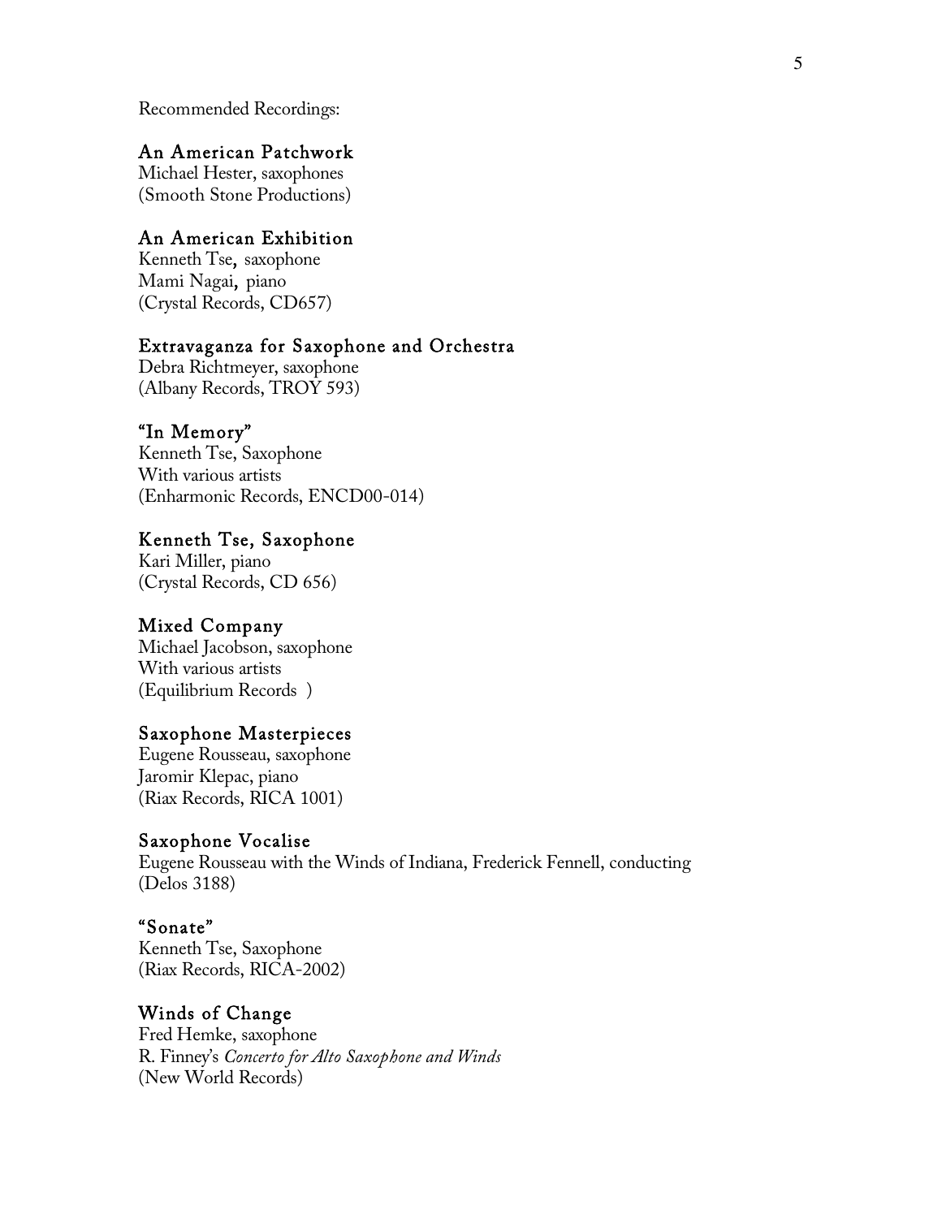Recommended Recordings:

### An American Patchwork
Michael Hester, saxophones
(Smooth Stone Productions)

### An American Exhibition
Kenneth Tse, saxophone
Mami Nagai, piano
(Crystal Records, CD657)

### Extravaganza for Saxophone and Orchestra
Debra Richtmeyer, saxophone
(Albany Records, TROY 593)

### "In Memory"
Kenneth Tse, Saxophone
With various artists
(Enharmonic Records, ENCD00-014)

### Kenneth Tse, Saxophone
Kari Miller, piano
(Crystal Records, CD 656)

### Mixed Company
Michael Jacobson, saxophone
With various artists
(Equilibrium Records )

### Saxophone Masterpieces
Eugene Rousseau, saxophone
Jaromir Klepac, piano
(Riax Records, RICA 1001)

### Saxophone Vocalise
Eugene Rousseau with the Winds of Indiana, Frederick Fennell, conducting
(Delos 3188)

### "Sonate"
Kenneth Tse, Saxophone
(Riax Records, RICA-2002)

### Winds of Change
Fred Hemke, saxophone
R. Finney's *Concerto for Alto Saxophone and Winds*
(New World Records)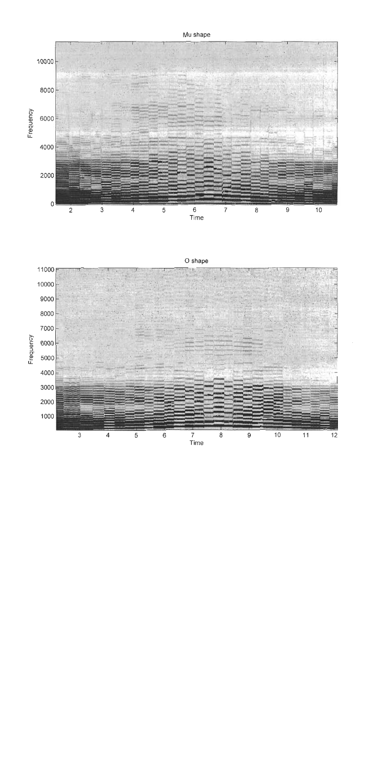Mu shape

O shape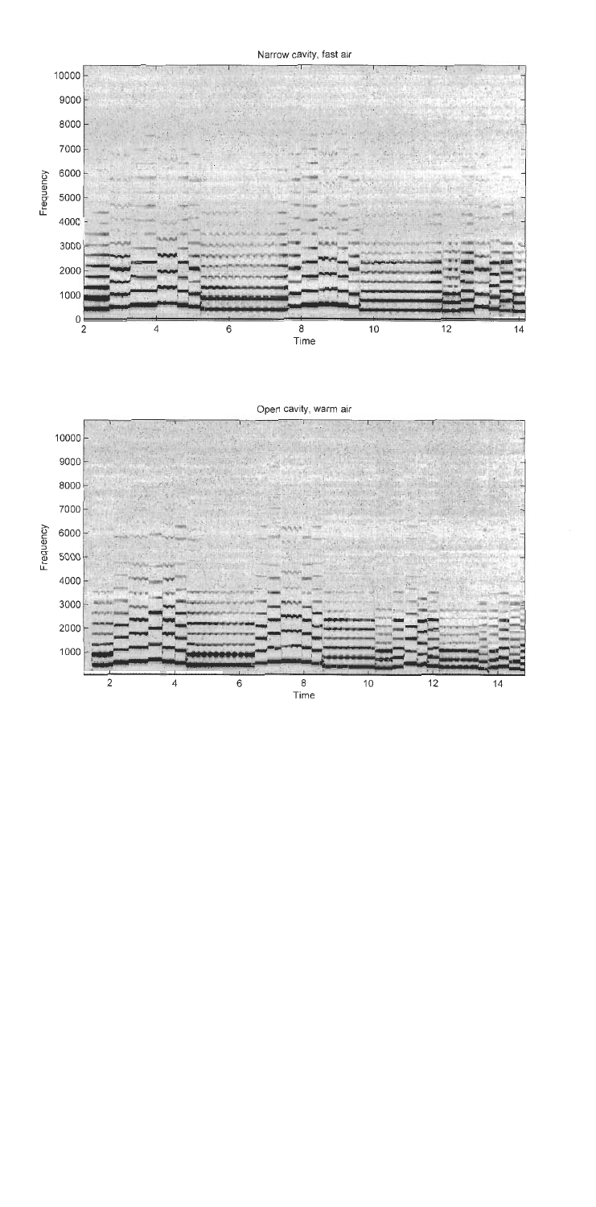Narrow cavity, fast air

Open cavity, warm air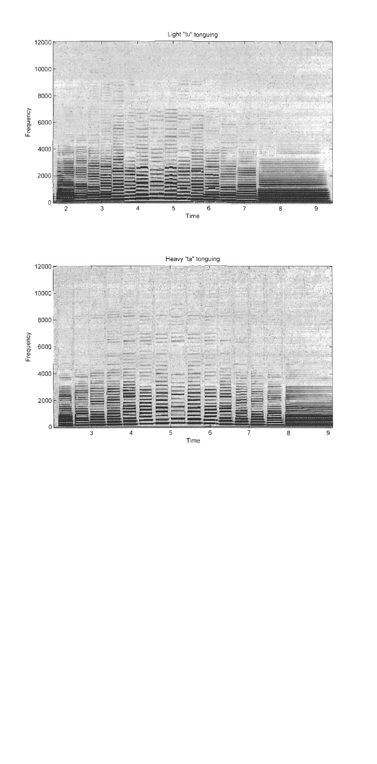Light "tu" tonguing

Heavy "ta" tonguing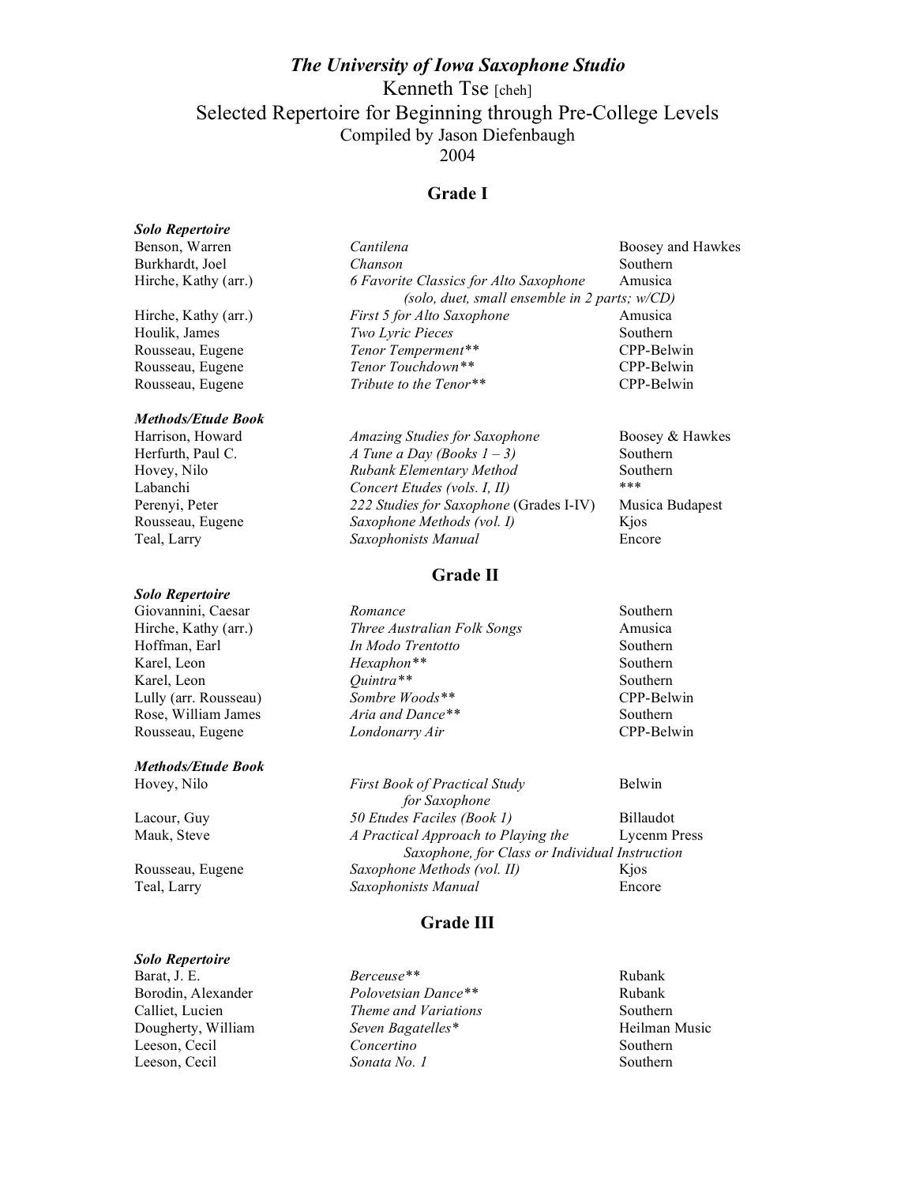# *The University of Iowa Saxophone Studio*

Kenneth Tse [cheh]

Selected Repertoire for Beginning through Pre-College Levels

Compiled by Jason Diefenbaugh

2004

## Grade I

***Solo Repertoire***

| | | |
|---|---|---|
| Benson, Warren | *Cantilena* | Boosey and Hawkes |
| Burkhardt, Joel | *Chanson* | Southern |
| Hirche, Kathy (arr.) | *6 Favorite Classics for Alto Saxophone* *(solo, duet, small ensemble in 2 parts; w/CD)* | Amusica |
| Hirche, Kathy (arr.) | *First 5 for Alto Saxophone* | Amusica |
| Houlik, James | *Two Lyric Pieces* | Southern |
| Rousseau, Eugene | *Tenor Temperment*** | CPP-Belwin |
| Rousseau, Eugene | *Tenor Touchdown*** | CPP-Belwin |
| Rousseau, Eugene | *Tribute to the Tenor*** | CPP-Belwin |

***Methods/Etude Book***

| | | |
|---|---|---|
| Harrison, Howard | *Amazing Studies for Saxophone* | Boosey & Hawkes |
| Herfurth, Paul C. | *A Tune a Day (Books 1 – 3)* | Southern |
| Hovey, Nilo | *Rubank Elementary Method* | Southern |
| Labanchi | *Concert Etudes (vols. I, II)* | *** |
| Perenyi, Peter | *222 Studies for Saxophone* (Grades I-IV) | Musica Budapest |
| Rousseau, Eugene | *Saxophone Methods (vol. I)* | Kjos |
| Teal, Larry | *Saxophonists Manual* | Encore |

## Grade II

***Solo Repertoire***

| | | |
|---|---|---|
| Giovannini, Caesar | *Romance* | Southern |
| Hirche, Kathy (arr.) | *Three Australian Folk Songs* | Amusica |
| Hoffman, Earl | *In Modo Trentotto* | Southern |
| Karel, Leon | *Hexaphon*** | Southern |
| Karel, Leon | *Quintra*** | Southern |
| Lully (arr. Rousseau) | *Sombre Woods*** | CPP-Belwin |
| Rose, William James | *Aria and Dance*** | Southern |
| Rousseau, Eugene | *Londonarry Air* | CPP-Belwin |

***Methods/Etude Book***

| | | |
|---|---|---|
| Hovey, Nilo | *First Book of Practical Study for Saxophone* | Belwin |
| Lacour, Guy | *50 Etudes Faciles (Book 1)* | Billaudot |
| Mauk, Steve | *A Practical Approach to Playing the Saxophone, for Class or Individual Instruction* | Lycenm Press |
| Rousseau, Eugene | *Saxophone Methods (vol. II)* | Kjos |
| Teal, Larry | *Saxophonists Manual* | Encore |

## Grade III

***Solo Repertoire***

| | | |
|---|---|---|
| Barat, J. E. | *Berceuse*** | Rubank |
| Borodin, Alexander | *Polovetsian Dance*** | Rubank |
| Calliet, Lucien | *Theme and Variations* | Southern |
| Dougherty, William | *Seven Bagatelles** | Heilman Music |
| Leeson, Cecil | *Concertino* | Southern |
| Leeson, Cecil | *Sonata No. 1* | Southern |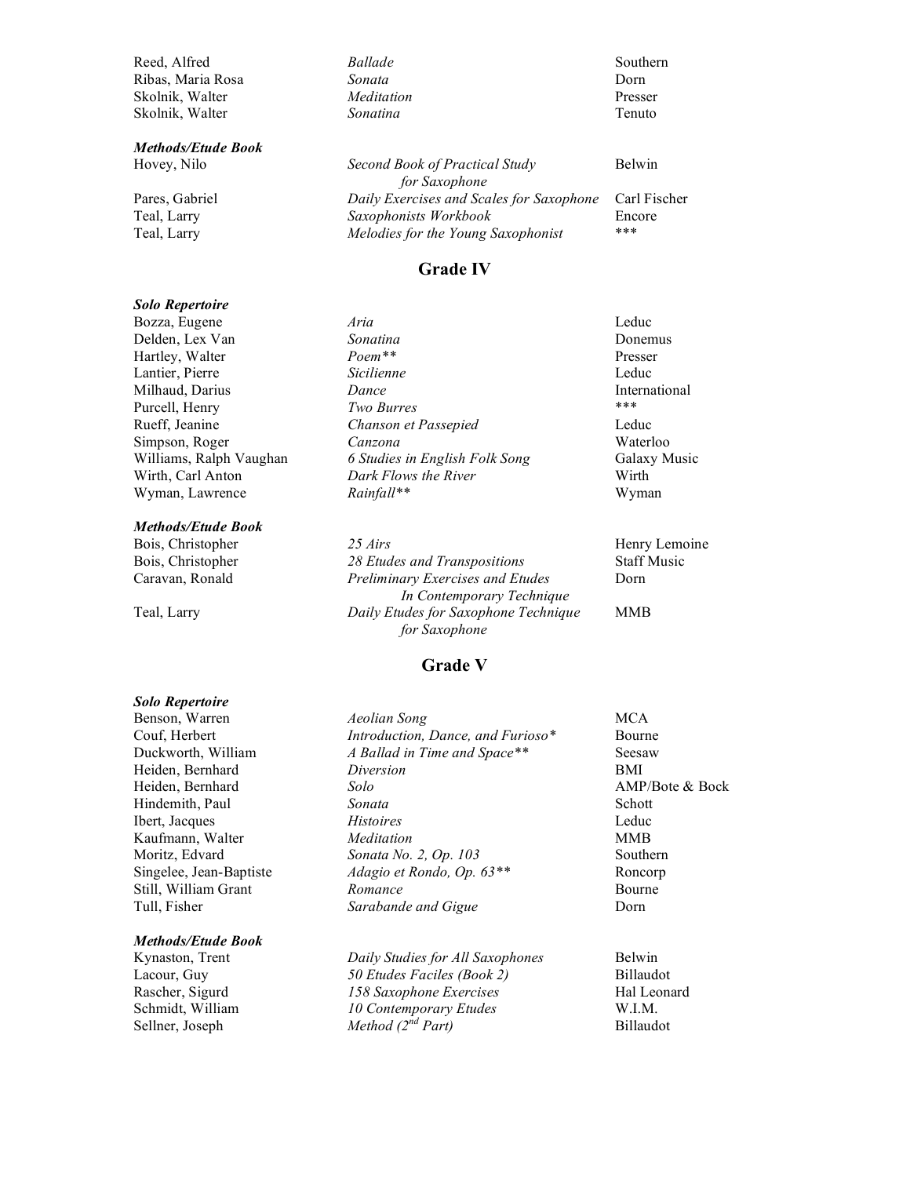| | | |
|---|---|---|
| Reed, Alfred | *Ballade* | Southern |
| Ribas, Maria Rosa | *Sonata* | Dorn |
| Skolnik, Walter | *Meditation* | Presser |
| Skolnik, Walter | *Sonatina* | Tenuto |

***Methods/Etude Book***

| | | |
|---|---|---|
| Hovey, Nilo | *Second Book of Practical Study for Saxophone* | Belwin |
| Pares, Gabriel | *Daily Exercises and Scales for Saxophone* | Carl Fischer |
| Teal, Larry | *Saxophonists Workbook* | Encore |
| Teal, Larry | *Melodies for the Young Saxophonist* | *** |

## Grade IV

***Solo Repertoire***

| | | |
|---|---|---|
| Bozza, Eugene | *Aria* | Leduc |
| Delden, Lex Van | *Sonatina* | Donemus |
| Hartley, Walter | *Poem*** | Presser |
| Lantier, Pierre | *Sicilienne* | Leduc |
| Milhaud, Darius | *Dance* | International |
| Purcell, Henry | *Two Burres* | *** |
| Rueff, Jeanine | *Chanson et Passepied* | Leduc |
| Simpson, Roger | *Canzona* | Waterloo |
| Williams, Ralph Vaughan | *6 Studies in English Folk Song* | Galaxy Music |
| Wirth, Carl Anton | *Dark Flows the River* | Wirth |
| Wyman, Lawrence | *Rainfall*** | Wyman |

***Methods/Etude Book***

| | | |
|---|---|---|
| Bois, Christopher | *25 Airs* | Henry Lemoine |
| Bois, Christopher | *28 Etudes and Transpositions* | Staff Music |
| Caravan, Ronald | *Preliminary Exercises and Etudes In Contemporary Technique* | Dorn |
| Teal, Larry | *Daily Etudes for Saxophone Technique for Saxophone* | MMB |

## Grade V

***Solo Repertoire***

| | | |
|---|---|---|
| Benson, Warren | *Aeolian Song* | MCA |
| Couf, Herbert | *Introduction, Dance, and Furioso** | Bourne |
| Duckworth, William | *A Ballad in Time and Space*** | Seesaw |
| Heiden, Bernhard | *Diversion* | BMI |
| Heiden, Bernhard | *Solo* | AMP/Bote & Bock |
| Hindemith, Paul | *Sonata* | Schott |
| Ibert, Jacques | *Histoires* | Leduc |
| Kaufmann, Walter | *Meditation* | MMB |
| Moritz, Edvard | *Sonata No. 2, Op. 103* | Southern |
| Singelee, Jean-Baptiste | *Adagio et Rondo, Op. 63*** | Roncorp |
| Still, William Grant | *Romance* | Bourne |
| Tull, Fisher | *Sarabande and Gigue* | Dorn |

***Methods/Etude Book***

| | | |
|---|---|---|
| Kynaston, Trent | *Daily Studies for All Saxophones* | Belwin |
| Lacour, Guy | *50 Etudes Faciles (Book 2)* | Billaudot |
| Rascher, Sigurd | *158 Saxophone Exercises* | Hal Leonard |
| Schmidt, William | *10 Contemporary Etudes* | W.I.M. |
| Sellner, Joseph | *Method (2nd Part)* | Billaudot |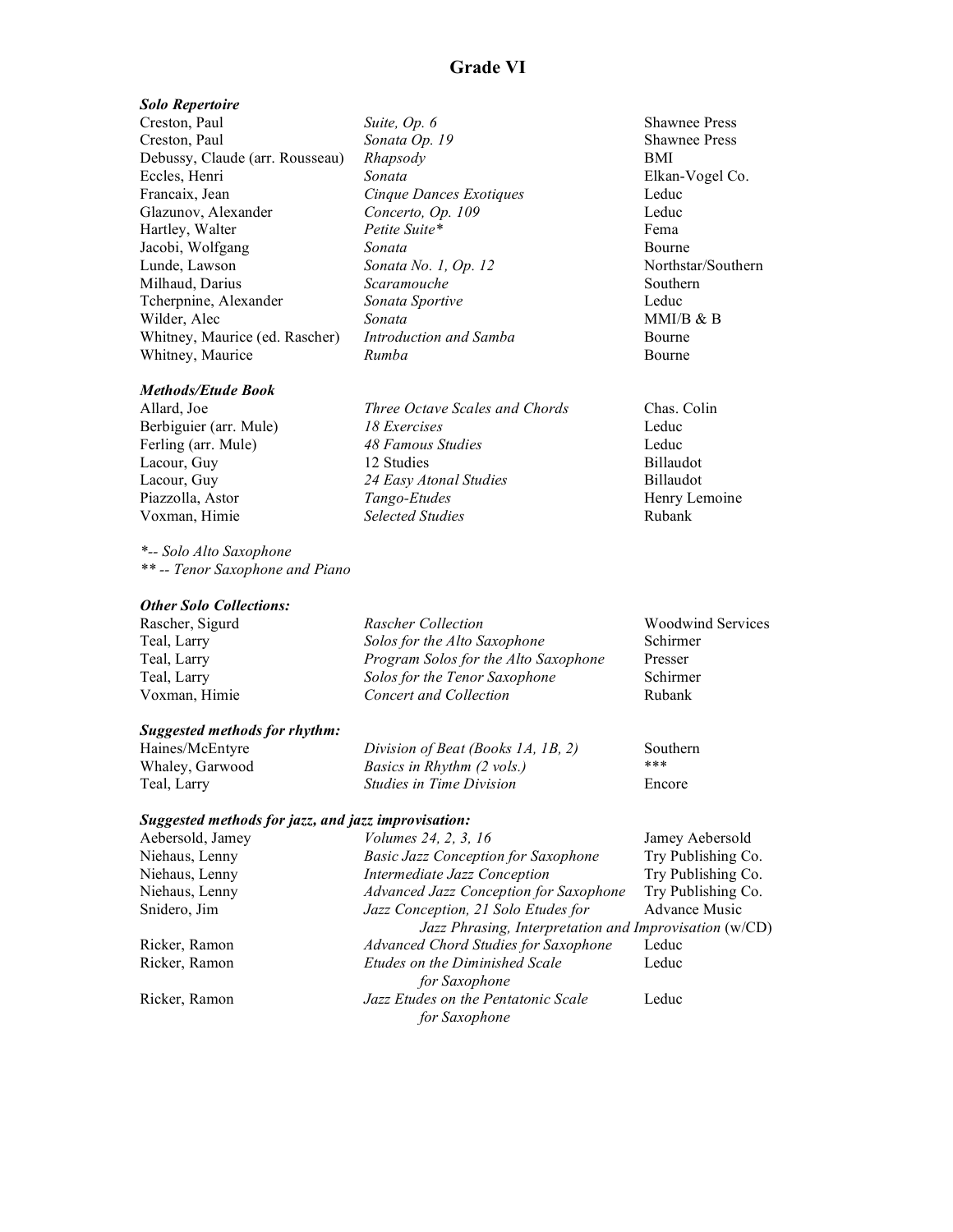# Grade VI

### *Solo Repertoire*

| | | |
|---|---|---|
| Creston, Paul | *Suite, Op. 6* | Shawnee Press |
| Creston, Paul | *Sonata Op. 19* | Shawnee Press |
| Debussy, Claude (arr. Rousseau) | *Rhapsody* | BMI |
| Eccles, Henri | *Sonata* | Elkan-Vogel Co. |
| Francaix, Jean | *Cinque Dances Exotiques* | Leduc |
| Glazunov, Alexander | *Concerto, Op. 109* | Leduc |
| Hartley, Walter | *Petite Suite** | Fema |
| Jacobi, Wolfgang | *Sonata* | Bourne |
| Lunde, Lawson | *Sonata No. 1, Op. 12* | Northstar/Southern |
| Milhaud, Darius | *Scaramouche* | Southern |
| Tcherpnine, Alexander | *Sonata Sportive* | Leduc |
| Wilder, Alec | *Sonata* | MMI/B & B |
| Whitney, Maurice (ed. Rascher) | *Introduction and Samba* | Bourne |
| Whitney, Maurice | *Rumba* | Bourne |

### *Methods/Etude Book*

| | | |
|---|---|---|
| Allard, Joe | *Three Octave Scales and Chords* | Chas. Colin |
| Berbiguier (arr. Mule) | *18 Exercises* | Leduc |
| Ferling (arr. Mule) | *48 Famous Studies* | Leduc |
| Lacour, Guy | 12 Studies | Billaudot |
| Lacour, Guy | *24 Easy Atonal Studies* | Billaudot |
| Piazzolla, Astor | *Tango-Etudes* | Henry Lemoine |
| Voxman, Himie | *Selected Studies* | Rubank |

*\*-- Solo Alto Saxophone*
*\*\* -- Tenor Saxophone and Piano*

### *Other Solo Collections:*

| | | |
|---|---|---|
| Rascher, Sigurd | *Rascher Collection* | Woodwind Services |
| Teal, Larry | *Solos for the Alto Saxophone* | Schirmer |
| Teal, Larry | *Program Solos for the Alto Saxophone* | Presser |
| Teal, Larry | *Solos for the Tenor Saxophone* | Schirmer |
| Voxman, Himie | *Concert and Collection* | Rubank |

### *Suggested methods for rhythm:*

| | | |
|---|---|---|
| Haines/McEntyre | *Division of Beat (Books 1A, 1B, 2)* | Southern |
| Whaley, Garwood | *Basics in Rhythm (2 vols.)* | *** |
| Teal, Larry | *Studies in Time Division* | Encore |

### *Suggested methods for jazz, and jazz improvisation:*

| | | |
|---|---|---|
| Aebersold, Jamey | *Volumes 24, 2, 3, 16* | Jamey Aebersold |
| Niehaus, Lenny | *Basic Jazz Conception for Saxophone* | Try Publishing Co. |
| Niehaus, Lenny | *Intermediate Jazz Conception* | Try Publishing Co. |
| Niehaus, Lenny | *Advanced Jazz Conception for Saxophone* | Try Publishing Co. |
| Snidero, Jim | *Jazz Conception, 21 Solo Etudes for Jazz Phrasing, Interpretation and Improvisation* (w/CD) | Advance Music |
| Ricker, Ramon | *Advanced Chord Studies for Saxophone* | Leduc |
| Ricker, Ramon | *Etudes on the Diminished Scale for Saxophone* | Leduc |
| Ricker, Ramon | *Jazz Etudes on the Pentatonic Scale for Saxophone* | Leduc |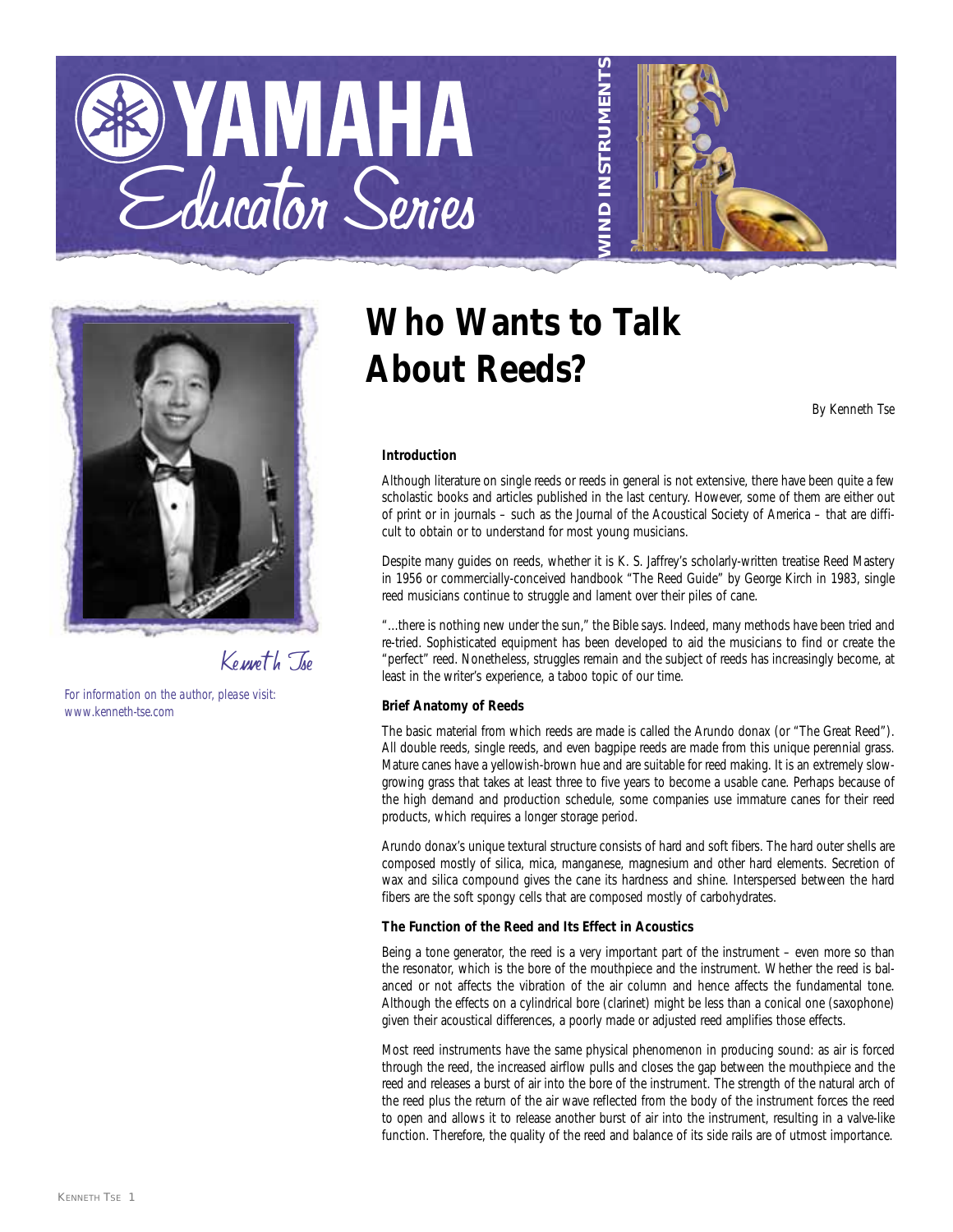# Who Wants to Talk About Reeds?

By Kenneth Tse

Kenneth Tse

*For information on the author, please visit: www.kenneth-tse.com*

### Introduction

Although literature on single reeds or reeds in general is not extensive, there have been quite a few scholastic books and articles published in the last century. However, some of them are either out of print or in journals – such as the Journal of the Acoustical Society of America – that are difficult to obtain or to understand for most young musicians.

Despite many guides on reeds, whether it is K. S. Jaffrey's scholarly-written treatise Reed Mastery in 1956 or commercially-conceived handbook "The Reed Guide" by George Kirch in 1983, single reed musicians continue to struggle and lament over their piles of cane.

"...there is nothing new under the sun," the Bible says. Indeed, many methods have been tried and re-tried. Sophisticated equipment has been developed to aid the musicians to find or create the "perfect" reed. Nonetheless, struggles remain and the subject of reeds has increasingly become, at least in the writer's experience, a taboo topic of our time.

### Brief Anatomy of Reeds

The basic material from which reeds are made is called the Arundo donax (or "The Great Reed"). All double reeds, single reeds, and even bagpipe reeds are made from this unique perennial grass. Mature canes have a yellowish-brown hue and are suitable for reed making. It is an extremely slow-growing grass that takes at least three to five years to become a usable cane. Perhaps because of the high demand and production schedule, some companies use immature canes for their reed products, which requires a longer storage period.

Arundo donax's unique textural structure consists of hard and soft fibers. The hard outer shells are composed mostly of silica, mica, manganese, magnesium and other hard elements. Secretion of wax and silica compound gives the cane its hardness and shine. Interspersed between the hard fibers are the soft spongy cells that are composed mostly of carbohydrates.

### The Function of the Reed and Its Effect in Acoustics

Being a tone generator, the reed is a very important part of the instrument – even more so than the resonator, which is the bore of the mouthpiece and the instrument. Whether the reed is balanced or not affects the vibration of the air column and hence affects the fundamental tone. Although the effects on a cylindrical bore (clarinet) might be less than a conical one (saxophone) given their acoustical differences, a poorly made or adjusted reed amplifies those effects.

Most reed instruments have the same physical phenomenon in producing sound: as air is forced through the reed, the increased airflow pulls and closes the gap between the mouthpiece and the reed and releases a burst of air into the bore of the instrument. The strength of the natural arch of the reed plus the return of the air wave reflected from the body of the instrument forces the reed to open and allows it to release another burst of air into the instrument, resulting in a valve-like function. Therefore, the quality of the reed and balance of its side rails are of utmost importance.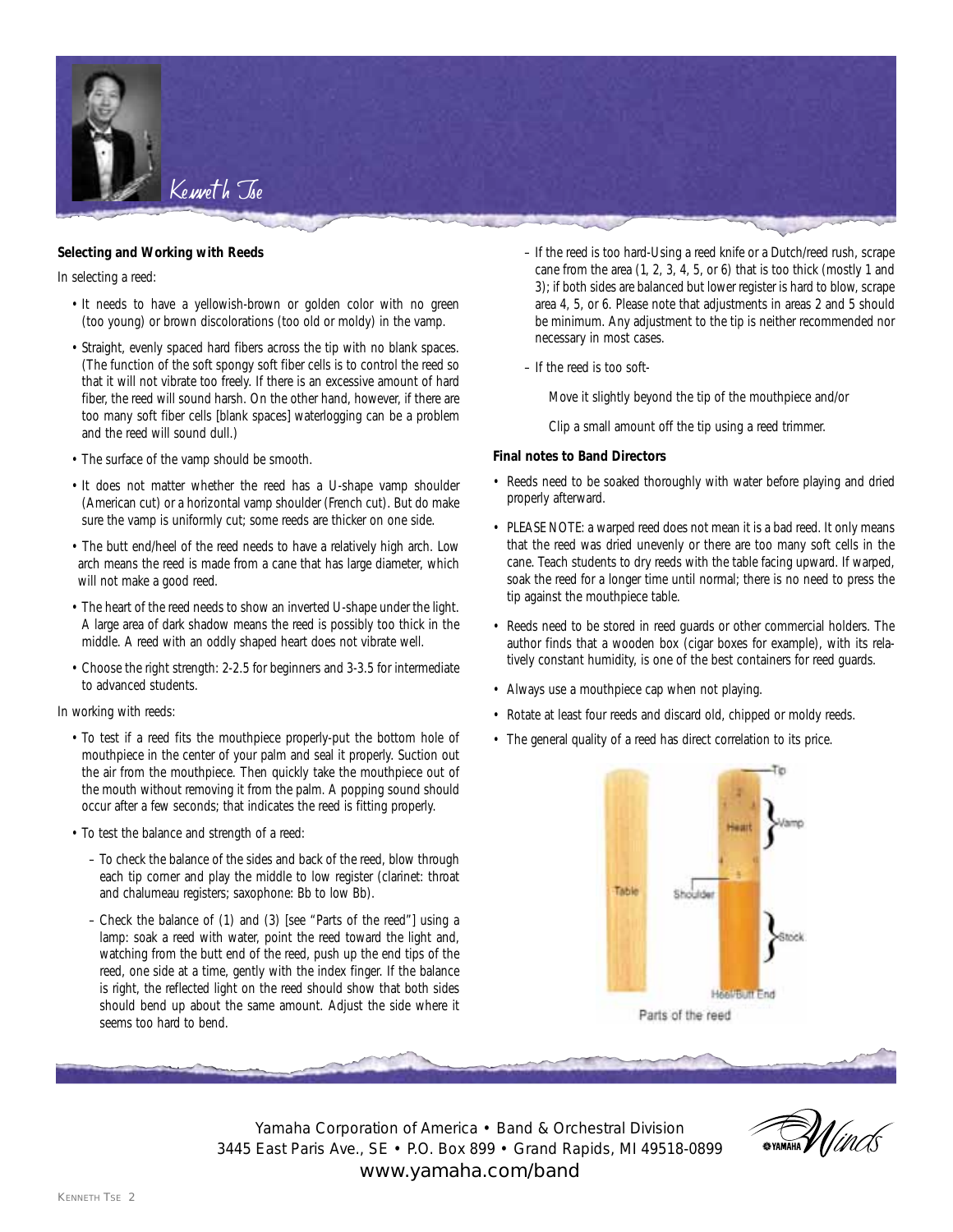Kenneth Tse

**Selecting and Working with Reeds**

In selecting a reed:

- It needs to have a yellowish-brown or golden color with no green (too young) or brown discolorations (too old or moldy) in the vamp.
- Straight, evenly spaced hard fibers across the tip with no blank spaces. (The function of the soft spongy soft fiber cells is to control the reed so that it will not vibrate too freely. If there is an excessive amount of hard fiber, the reed will sound harsh. On the other hand, however, if there are too many soft fiber cells [blank spaces] waterlogging can be a problem and the reed will sound dull.)
- The surface of the vamp should be smooth.
- It does not matter whether the reed has a U-shape vamp shoulder (American cut) or a horizontal vamp shoulder (French cut). But do make sure the vamp is uniformly cut; some reeds are thicker on one side.
- The butt end/heel of the reed needs to have a relatively high arch. Low arch means the reed is made from a cane that has large diameter, which will not make a good reed.
- The heart of the reed needs to show an inverted U-shape under the light. A large area of dark shadow means the reed is possibly too thick in the middle. A reed with an oddly shaped heart does not vibrate well.
- Choose the right strength: 2-2.5 for beginners and 3-3.5 for intermediate to advanced students.

In working with reeds:

- To test if a reed fits the mouthpiece properly-put the bottom hole of mouthpiece in the center of your palm and seal it properly. Suction out the air from the mouthpiece. Then quickly take the mouthpiece out of the mouth without removing it from the palm. A popping sound should occur after a few seconds; that indicates the reed is fitting properly.
- To test the balance and strength of a reed:
  - To check the balance of the sides and back of the reed, blow through each tip corner and play the middle to low register (clarinet: throat and chalumeau registers; saxophone: Bb to low Bb).
  - Check the balance of (1) and (3) [see "Parts of the reed"] using a lamp: soak a reed with water, point the reed toward the light and, watching from the butt end of the reed, push up the end tips of the reed, one side at a time, gently with the index finger. If the balance is right, the reflected light on the reed should show that both sides should bend up about the same amount. Adjust the side where it seems too hard to bend.
  - If the reed is too hard-Using a reed knife or a Dutch/reed rush, scrape cane from the area (1, 2, 3, 4, 5, or 6) that is too thick (mostly 1 and 3); if both sides are balanced but lower register is hard to blow, scrape area 4, 5, or 6. Please note that adjustments in areas 2 and 5 should be minimum. Any adjustment to the tip is neither recommended nor necessary in most cases.
  - If the reed is too soft-

    Move it slightly beyond the tip of the mouthpiece and/or

    Clip a small amount off the tip using a reed trimmer.

**Final notes to Band Directors**

- Reeds need to be soaked thoroughly with water before playing and dried properly afterward.
- PLEASE NOTE: a warped reed does not mean it is a bad reed. It only means that the reed was dried unevenly or there are too many soft cells in the cane. Teach students to dry reeds with the table facing upward. If warped, soak the reed for a longer time until normal; there is no need to press the tip against the mouthpiece table.
- Reeds need to be stored in reed guards or other commercial holders. The author finds that a wooden box (cigar boxes for example), with its relatively constant humidity, is one of the best containers for reed guards.
- Always use a mouthpiece cap when not playing.
- Rotate at least four reeds and discard old, chipped or moldy reeds.
- The general quality of a reed has direct correlation to its price.

Parts of the reed

Yamaha Corporation of America • Band & Orchestral Division
3445 East Paris Ave., SE • P.O. Box 899 • Grand Rapids, MI 49518-0899
www.yamaha.com/band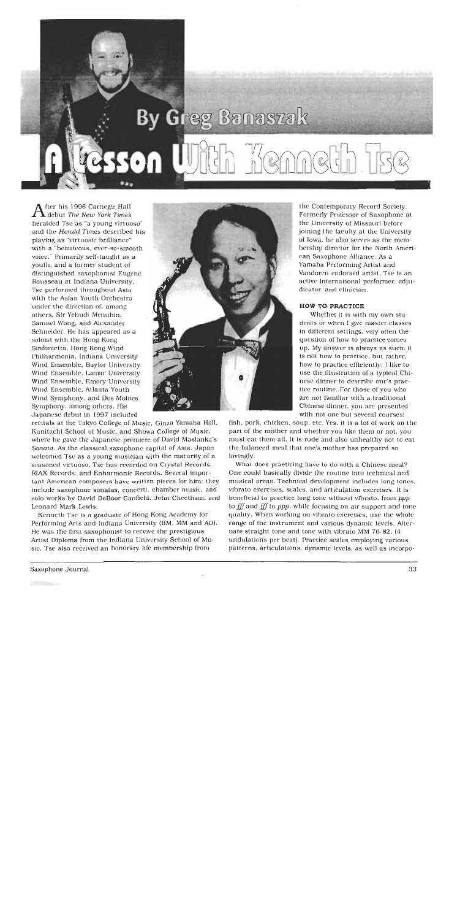# A Lesson With Kenneth Tse

By Greg Banaszak

After his 1996 Carnegie Hall debut *The New York Times* heralded Tse as "a young virtuoso" and the *Herald Times* described his playing as "virtuosic brilliance" with a "beauteous, ever-so-smooth voice." Primarily self-taught as a youth, and a former student of distinguished saxophonist Eugene Rousseau at Indiana University, Tse performed throughout Asia with the Asian Youth Orchestra under the direction of, among others, Sir Yehudi Menuhin, Samuel Wong, and Alexander Schneider. He has appeared as a soloist with the Hong Kong Sinfonietta, Hong Kong Wind Philharmonia, Indiana University Wind Ensemble, Baylor University Wind Ensemble, Lamar University Wind Ensemble, Emory University Wind Ensemble, Atlanta Youth Wind Symphony, and Des Moines Symphony, among others. His Japanese debut in 1997 included recitals at the Tokyo College of Music, Ginza Yamaha Hall, Kunitachi School of Music, and Showa College of Music, where he gave the Japanese premiere of David Maslanka's *Sonata*. As the classical saxophone capital of Asia, Japan welcomed Tse as a young musician with the maturity of a seasoned virtuoso. Tse has recorded on Crystal Records, RIAX Records, and Enharmonic Records. Several important American composers have written pieces for him; they include saxophone sonatas, concerti, chamber music, and solo works by David DeBoor Canfield, John Cheetham, and Leonard Mark Lewis.

Kenneth Tse is a graduate of Hong Kong Academy for Performing Arts and Indiana University (BM, MM and AD). He was the first saxophonist to receive the prestigious Artist Diploma from the Indiana University School of Music. Tse also received an honorary life membership from the Contemporary Record Society. Formerly Professor of Saxophone at the University of Missouri before joining the faculty at the University of Iowa, he also serves as the membership director for the North American Saxophone Alliance. As a Yamaha Performing Artist and Vandoren endorsed artist, Tse is an active international performer, adjudicator, and clinician.

### HOW TO PRACTICE

Whether it is with my own students or when I give master classes in different settings, very often the question of how to practice comes up. My answer is always as such: it is not how to practice, but rather, how to practice efficiently. I like to use the illustration of a typical Chinese dinner to describe one's practice routine. For those of you who are not familiar with a traditional Chinese dinner, you are presented with not one but several courses: fish, pork, chicken, soup, etc. Yes, it is a lot of work on the part of the mother and whether you like them or not, you must eat them all. It is rude and also unhealthy not to eat the balanced meal that one's mother has prepared so lovingly.

What does practicing have to do with a Chinese meal? One could basically divide the routine into technical and musical areas. Technical development includes long tones, vibrato exercises, scales, and articulation exercises. It is beneficial to practice long tone without vibrato, from *ppp* to *fff* and *fff* to *ppp*, while focusing on air support and tone quality. When working on vibrato exercises, use the whole range of the instrument and various dynamic levels. Alternate straight tone and tone with vibrato MM 76-82, (4 undulations per beat). Practice scales employing various patterns, articulations, dynamic levels, as well as incorpo-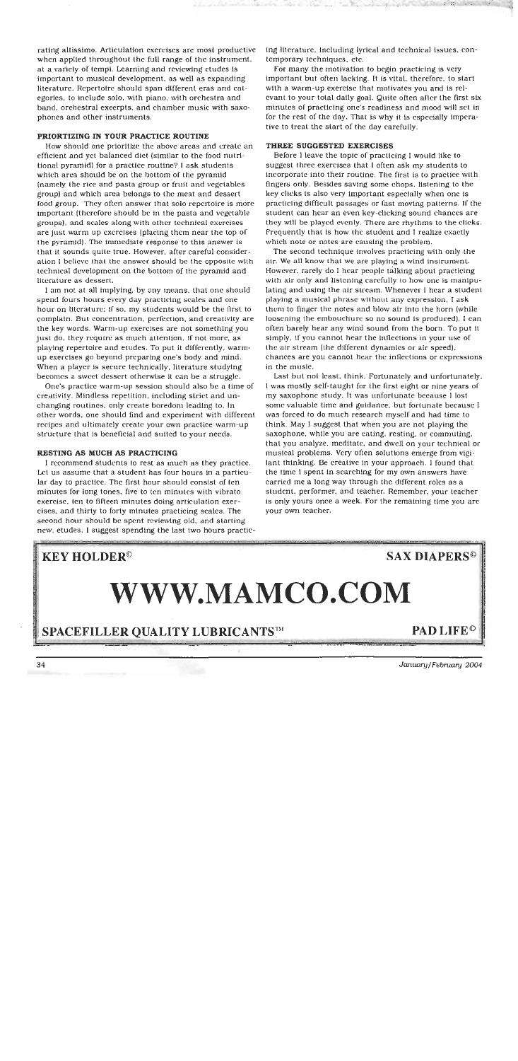rating altissimo. Articulation exercises are most productive when applied throughout the full range of the instrument, at a variety of tempi. Learning and reviewing etudes is important to musical development, as well as expanding literature. Repertoire should span different eras and categories, to include solo, with piano, with orchestra and band, orchestral excerpts, and chamber music with saxophones and other instruments.

### PRIORTIZING IN YOUR PRACTICE ROUTINE

How should one prioritize the above areas and create an efficient and yet balanced diet (similar to the food nutritional pyramid) for a practice routine? I ask students which area should be on the bottom of the pyramid (namely the rice and pasta group or fruit and vegetables group) and which area belongs to the meat and dessert food group. They often answer that solo repertoire is more important (therefore should be in the pasta and vegetable groups), and scales along with other technical exercises are just warm up exercises (placing them near the top of the pyramid). The immediate response to this answer is that it sounds quite true. However, after careful consideration I believe that the answer should be the opposite with technical development on the bottom of the pyramid and literature as dessert.

I am not at all implying, by any means, that one should spend fours hours every day practicing scales and one hour on literature; if so, my students would be the first to complain. But concentration, perfection, and creativity are the key words. Warm-up exercises are not something you just do, they require as much attention, if not more, as playing repertoire and etudes. To put it differently, warm-up exercises go beyond preparing one's body and mind. When a player is secure technically, literature studying becomes a sweet dessert otherwise it can be a struggle.

One's practice warm-up session should also be a time of creativity. Mindless repetition, including strict and unchanging routines, only create boredom leading to. In other words, one should find and experiment with different recipes and ultimately create your own practice warm-up structure that is beneficial and suited to your needs.

### RESTING AS MUCH AS PRACTICING

I recommend students to rest as much as they practice. Let us assume that a student has four hours in a particular day to practice. The first hour should consist of ten minutes for long tones, five to ten minutes with vibrato exercise, ten to fifteen minutes doing articulation exercises, and thirty to forty minutes practicing scales. The second hour should be spent reviewing old, and starting new, etudes. I suggest spending the last two hours practicing literature, including lyrical and technical issues, contemporary techniques, etc.

For many the motivation to begin practicing is very important but often lacking. It is vital, therefore, to start with a warm-up exercise that motivates you and is relevant to your total daily goal. Quite often after the first six minutes of practicing one's readiness and mood will set in for the rest of the day. That is why it is especially imperative to treat the start of the day carefully.

### THREE SUGGESTED EXERCISES

Before I leave the topic of practicing I would like to suggest three exercises that I often ask my students to incorporate into their routine. The first is to practice with fingers only. Besides saving some chops, listening to the key clicks is also very important especially when one is practicing difficult passages or fast moving patterns. If the student can hear an even key-clicking sound chances are they will be played evenly. There are rhythms to the clicks. Frequently that is how the student and I realize exactly which note or notes are causing the problem.

The second technique involves practicing with only the air. We all know that we are playing a wind instrument. However, rarely do I hear people talking about practicing with air only and listening carefully to how one is manipulating and using the air stream. Whenever I hear a student playing a musical phrase without any expression, I ask them to finger the notes and blow air into the horn (while loosening the embouchure so no sound is produced). I can often barely hear any wind sound from the horn. To put it simply, if you cannot hear the inflections in your use of the air stream (the different dynamics or air speed), chances are you cannot hear the inflections or expressions in the music.

Last but not least, think. Fortunately and unfortunately, I was mostly self-taught for the first eight or nine years of my saxophone study. It was unfortunate because I lost some valuable time and guidance, but fortunate because I was forced to do much research myself and had time to think. May I suggest that when you are not playing the saxophone, while you are eating, resting, or commuting, that you analyze, meditate, and dwell on your technical or musical problems. Very often solutions emerge from vigilant thinking. Be creative in your approach. I found that the time I spent in searching for my own answers have carried me a long way through the different roles as a student, performer, and teacher. Remember, your teacher is only yours once a week. For the remaining time you are your own teacher.

**KEY HOLDER©** **SAX DIAPERS©**

# WWW.MAMCO.COM

**SPACEFILLER QUALITY LUBRICANTS™** **PAD LIFE©**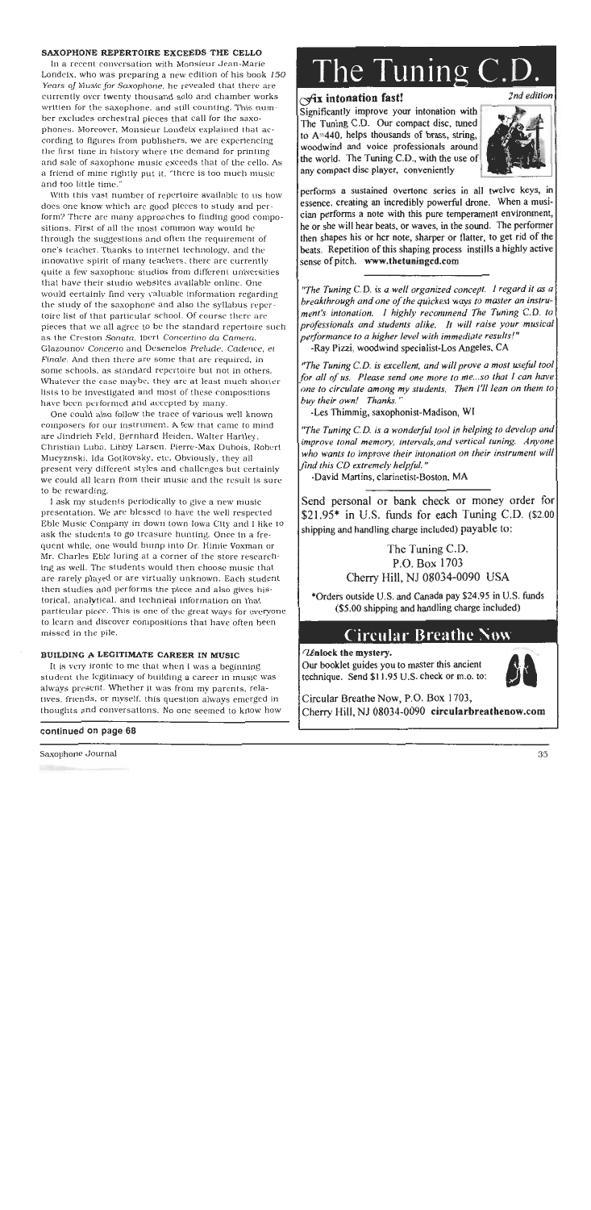### SAXOPHONE REPERTOIRE EXCEEDS THE CELLO

In a recent conversation with Monsieur Jean-Marie Londeix, who was preparing a new edition of his book *150 Years of Music for Saxophone*, he revealed that there are currently over twenty thousand solo and chamber works written for the saxophone, and still counting. This number excludes orchestral pieces that call for the saxophones. Moreover, Monsieur Londeix explained that according to figures from publishers, we are experiencing the first time in history where the demand for printing and sale of saxophone music exceeds that of the cello. As a friend of mine rightly put it, "there is too much music and too little time."

With this vast number of repertoire available to us how does one know which are good pieces to study and perform? There are many approaches to finding good compositions. First of all the most common way would be through the suggestions and often the requirement of one's teacher. Thanks to internet technology, and the innovative spirit of many teachers, there are currently quite a few saxophone studios from different universities that have their studio websites available online. One would certainly find very valuable information regarding the study of the saxophone and also the syllabus repertoire list of that particular school. Of course there are pieces that we all agree to be the standard repertoire such as the Creston *Sonata*, Ibert *Concertino da Camera*, Glazounov *Concerto* and Desenclos *Prelude, Cadence, et Finale*. And then there are some that are required, in some schools, as standard repertoire but not in others. Whatever the case maybe, they are at least much shorter lists to be investigated and most of these compositions have been performed and accepted by many.

One could also follow the trace of various well known composers for our instrument. A few that came to mind are Jindrich Feld, Bernhard Heiden, Walter Hartley, Christian Luba, Libby Larsen, Pierre-Max Dubois, Robert Muczynski, Ida Gotkovsky, etc. Obviously, they all present very different styles and challenges but certainly we could all learn from their music and the result is sure to be rewarding.

I ask my students periodically to give a new music presentation. We are blessed to have the well respected Eble Music Company in down town Iowa City and I like to ask the students to go treasure hunting. Once in a frequent while, one would bump into Dr. Himie Voxman or Mr. Charles Eble luring at a corner of the store researching as well. The students would then choose music that are rarely played or are virtually unknown. Each student then studies and performs the piece and also gives historical, analytical, and technical information on that particular piece. This is one of the great ways for everyone to learn and discover compositions that have often been missed in the pile.

### BUILDING A LEGITIMATE CAREER IN MUSIC

It is very ironic to me that when I was a beginning student the legitimacy of building a career in music was always present. Whether it was from my parents, relatives, friends, or myself, this question always emerged in thoughts and conversations. No one seemed to know how

**continued on page 68**

# The Tuning C.D.

*2nd edition*

**Fix intonation fast!**

Significantly improve your intonation with The Tuning C.D. Our compact disc, tuned to A=440, helps thousands of brass, string, woodwind and voice professionals around the world. The Tuning C.D., with the use of any compact disc player, conveniently performs a sustained overtone series in all twelve keys, in essence, creating an incredibly powerful drone. When a musician performs a note with this pure temperament environment, he or she will hear beats, or waves, in the sound. The performer then shapes his or her note, sharper or flatter, to get rid of the beats. Repetition of this shaping process instills a highly active sense of pitch. **www.thetuningcd.com**

*"The Tuning C.D. is a well organized concept. I regard it as a breakthrough and one of the quickest ways to master an instrument's intonation. I highly recommend The Tuning C.D. to professionals and students alike. It will raise your musical performance to a higher level with immediate results!"*
-Ray Pizzi, woodwind specialist-Los Angeles, CA

*"The Tuning C.D. is excellent, and will prove a most useful tool for all of us. Please send one more to me...so that I can have one to circulate among my students. Then I'll lean on them to buy their own! Thanks."*
-Les Thimmig, saxophonist-Madison, WI

*"The Tuning C.D. is a wonderful tool in helping to develop and improve tonal memory, intervals, and vertical tuning. Anyone who wants to improve their intonation on their instrument will find this CD extremely helpful."*
-David Martins, clarinetist-Boston, MA

Send personal or bank check or money order for $21.95* in U.S. funds for each Tuning C.D. ($2.00 shipping and handling charge included) payable to:

The Tuning C.D.
P.O. Box 1703
Cherry Hill, NJ 08034-0090 USA

*Orders outside U.S. and Canada pay $24.95 in U.S. funds ($5.00 shipping and handling charge included)

## Circular Breathe Now

*Unlock the mystery.*
Our booklet guides you to master this ancient technique. Send $11.95 U.S. check or m.o. to:

Circular Breathe Now, P.O. Box 1703,
Cherry Hill, NJ 08034-0090 **circularbreathenow.com**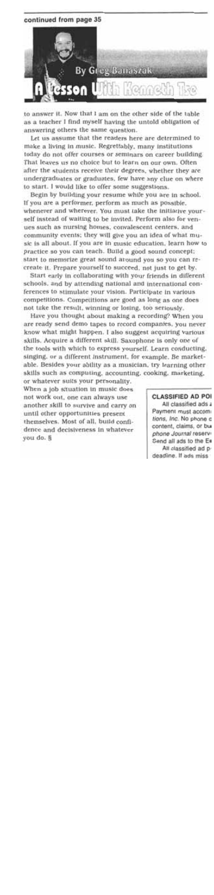continued from page 35

By Greg Banaszak

# A Lesson With Kenneth Tse

to answer it. Now that I am on the other side of the table as a teacher I find myself having the untold obligation of answering others the same question.

Let us assume that the readers here are determined to make a living in music. Regrettably, many institutions today do not offer courses or seminars on career building That leaves us no choice but to learn on our own. Often after the students receive their degrees, whether they are undergraduates or graduates, few have any clue on where to start. I would like to offer some suggestions.

Begin by building your resume while you are in school. If you are a performer, perform as much as possible, whenever and wherever. You must take the initiative yourself instead of waiting to be invited. Perform also for venues such as nursing homes, convalescent centers, and community events; they will give you an idea of what music is all about. If you are in music education, learn how to practice so you can teach. Build a good sound concept; start to memorize great sound around you so you can recreate it. Prepare yourself to succeed, not just to get by.

Start early in collaborating with your friends in different schools, and by attending national and international conferences to stimulate your vision. Participate in various competitions. Competitions are good as long as one does not take the result, winning or losing, too seriously.

Have you thought about making a recording? When you are ready send demo tapes to record companies, you never know what might happen. I also suggest acquiring various skills. Acquire a different skill. Saxophone is only one of the tools with which to express yourself. Learn conducting, singing, or a different instrument, for example. Be marketable. Besides your ability as a musician, try learning other skills such as computing, accounting, cooking, marketing, or whatever suits your personality.

When a job situation in music does not work out, one can always use another skill to survive and carry on until other opportunities present themselves. Most of all, build confidence and decisiveness in whatever you do. §

**CLASSIFIED AD POL**

All classified ads a... Payment must accom... tions, Inc. No phone o... content, claims, or bu... *phone Journal* reserv... Send all ads to the E... All classified ad p... deadline. If ads miss